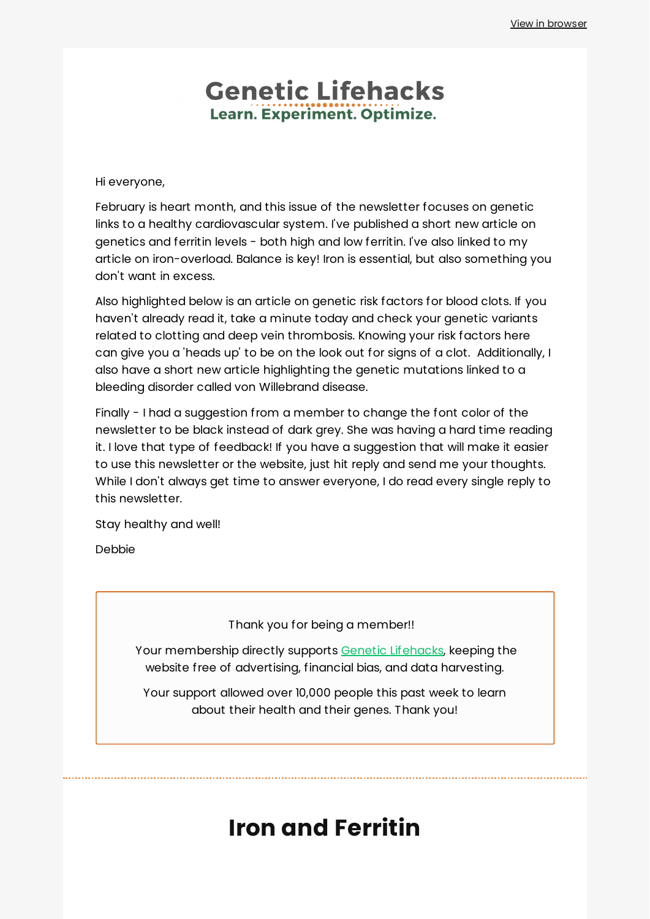View in browser

# Genetic Lifehacks

**Learn. Experiment. Optimize.**

Hi everyone,

February is heart month, and this issue of the newsletter focuses on genetic links to a healthy cardiovascular system. I've published a short new article on genetics and ferritin levels - both high and low ferritin. I've also linked to my article on iron-overload. Balance is key! Iron is essential, but also something you don't want in excess.

Also highlighted below is an article on genetic risk factors for blood clots. If you haven't already read it, take a minute today and check your genetic variants related to clotting and deep vein thrombosis. Knowing your risk factors here can give you a 'heads up' to be on the look out for signs of a clot. Additionally, I also have a short new article highlighting the genetic mutations linked to a bleeding disorder called von Willebrand disease.

Finally - I had a suggestion from a member to change the font color of the newsletter to be black instead of dark grey. She was having a hard time reading it. I love that type of feedback! If you have a suggestion that will make it easier to use this newsletter or the website, just hit reply and send me your thoughts. While I don't always get time to answer everyone, I do read every single reply to this newsletter.

Stay healthy and well!

Debbie

Thank you for being a member!!

Your membership directly supports Genetic Lifehacks, keeping the website free of advertising, financial bias, and data harvesting.

Your support allowed over 10,000 people this past week to learn about their health and their genes. Thank you!

## Iron and Ferritin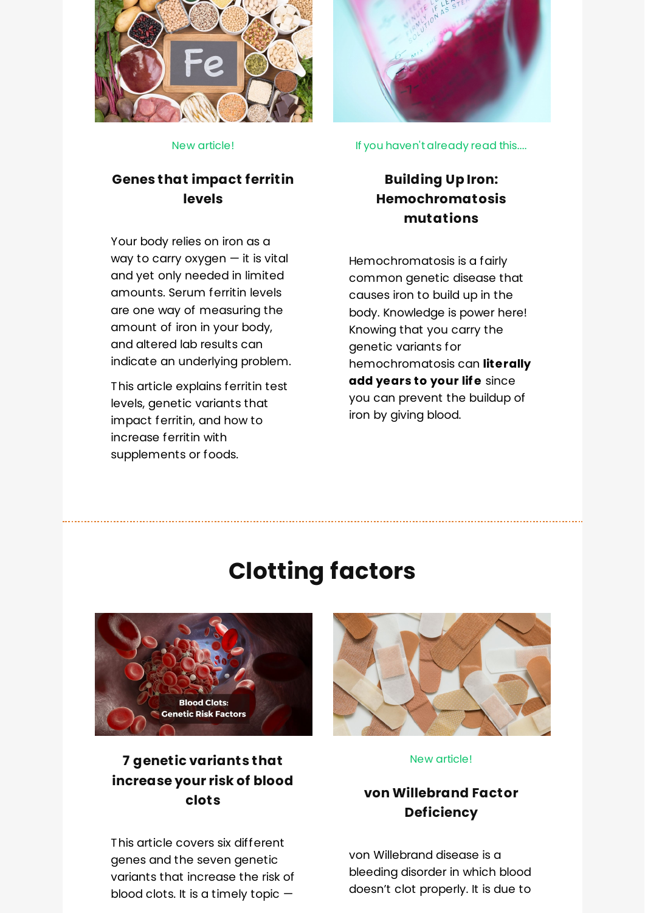New article!

### Genes that impact ferritin levels

Your body relies on iron as a way to carry oxygen — it is vital and yet only needed in limited amounts. Serum ferritin levels are one way of measuring the amount of iron in your body, and altered lab results can indicate an underlying problem.

This article explains ferritin test levels, genetic variants that impact ferritin, and how to increase ferritin with supplements or foods.

If you haven't already read this....

### Building Up Iron: Hemochromatosis mutations

Hemochromatosis is a fairly common genetic disease that causes iron to build up in the body. Knowledge is power here! Knowing that you carry the genetic variants for hemochromatosis can **literally add years to your life** since you can prevent the buildup of iron by giving blood.

---

## Clotting factors

### 7 genetic variants that increase your risk of blood clots

This article covers six different genes and the seven genetic variants that increase the risk of blood clots. It is a timely topic —

New article!

### von Willebrand Factor Deficiency

von Willebrand disease is a bleeding disorder in which blood doesn't clot properly. It is due to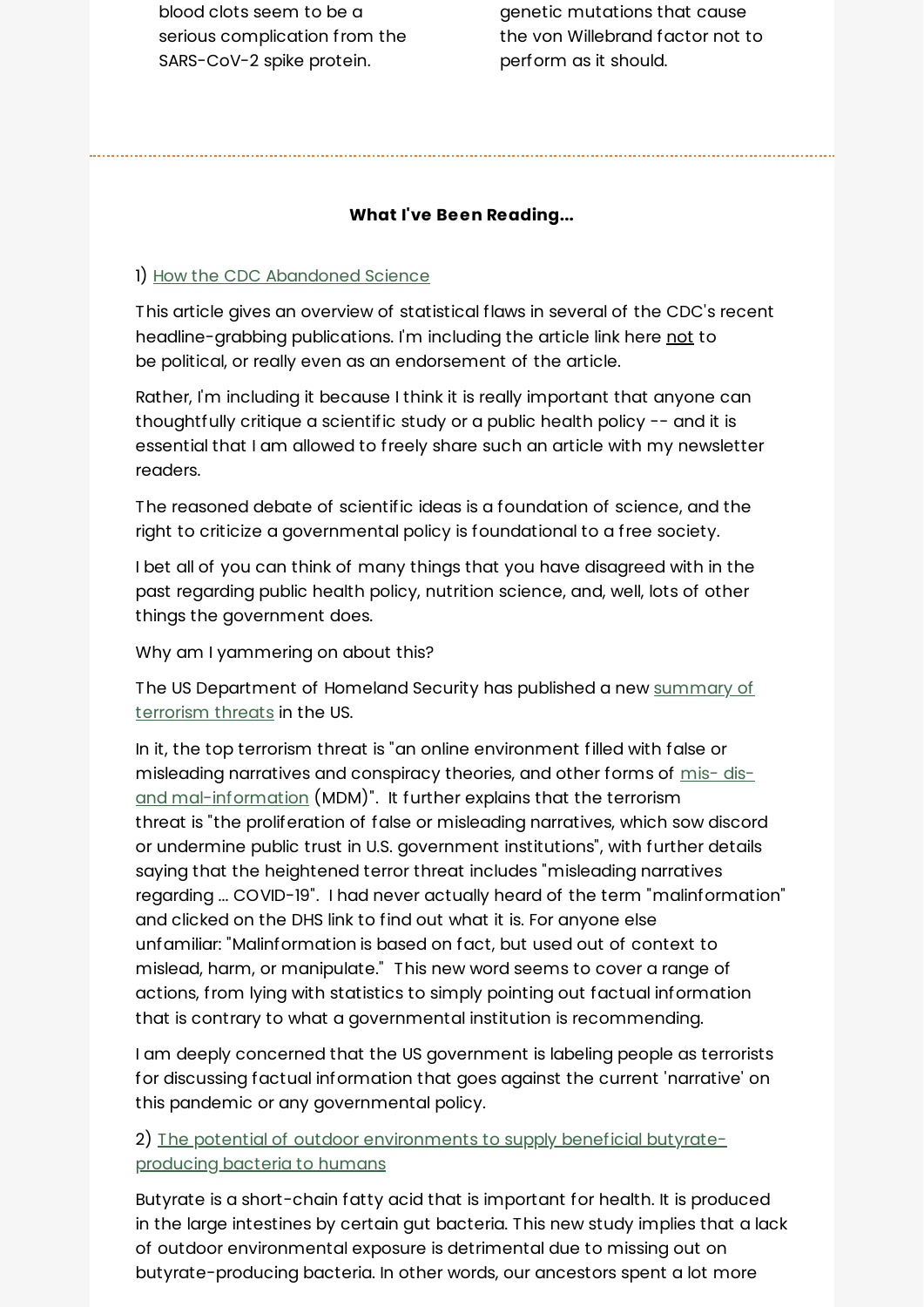blood clots seem to be a serious complication from the SARS-CoV-2 spike protein.

genetic mutations that cause the von Willebrand factor not to perform as it should.

---

**What I've Been Reading...**

1) [How the CDC Abandoned Science]

This article gives an overview of statistical flaws in several of the CDC's recent headline-grabbing publications. I'm including the article link here not to be political, or really even as an endorsement of the article.

Rather, I'm including it because I think it is really important that anyone can thoughtfully critique a scientific study or a public health policy -- and it is essential that I am allowed to freely share such an article with my newsletter readers.

The reasoned debate of scientific ideas is a foundation of science, and the right to criticize a governmental policy is foundational to a free society.

I bet all of you can think of many things that you have disagreed with in the past regarding public health policy, nutrition science, and, well, lots of other things the government does.

Why am I yammering on about this?

The US Department of Homeland Security has published a new [summary of terrorism threats] in the US.

In it, the top terrorism threat is "an online environment filled with false or misleading narratives and conspiracy theories, and other forms of [mis- dis- and mal-information] (MDM)". It further explains that the terrorism threat is "the proliferation of false or misleading narratives, which sow discord or undermine public trust in U.S. government institutions", with further details saying that the heightened terror threat includes "misleading narratives regarding ... COVID-19". I had never actually heard of the term "malinformation" and clicked on the DHS link to find out what it is. For anyone else unfamiliar: "Malinformation is based on fact, but used out of context to mislead, harm, or manipulate." This new word seems to cover a range of actions, from lying with statistics to simply pointing out factual information that is contrary to what a governmental institution is recommending.

I am deeply concerned that the US government is labeling people as terrorists for discussing factual information that goes against the current 'narrative' on this pandemic or any governmental policy.

2) [The potential of outdoor environments to supply beneficial butyrate-producing bacteria to humans]

Butyrate is a short-chain fatty acid that is important for health. It is produced in the large intestines by certain gut bacteria. This new study implies that a lack of outdoor environmental exposure is detrimental due to missing out on butyrate-producing bacteria. In other words, our ancestors spent a lot more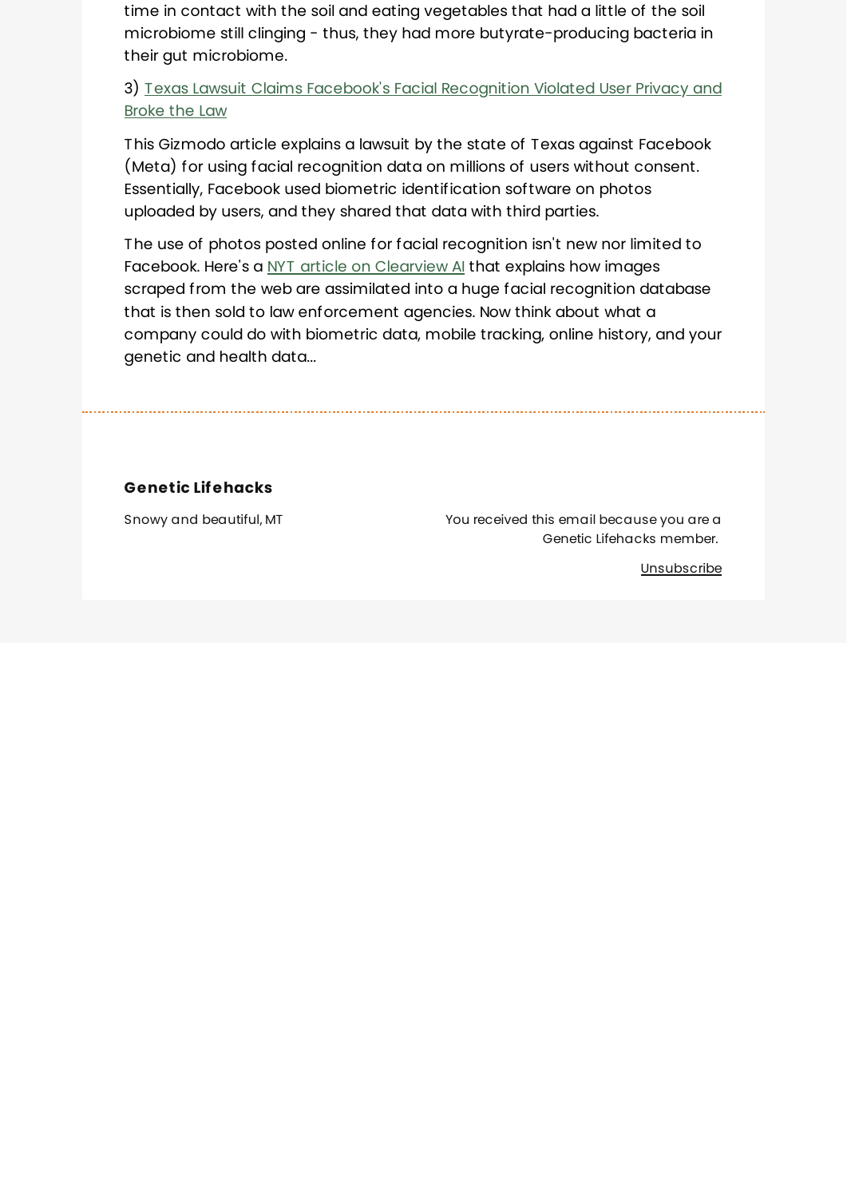time in contact with the soil and eating vegetables that had a little of the soil microbiome still clinging - thus, they had more butyrate-producing bacteria in their gut microbiome.

3) Texas Lawsuit Claims Facebook's Facial Recognition Violated User Privacy and Broke the Law

This Gizmodo article explains a lawsuit by the state of Texas against Facebook (Meta) for using facial recognition data on millions of users without consent. Essentially, Facebook used biometric identification software on photos uploaded by users, and they shared that data with third parties.

The use of photos posted online for facial recognition isn't new nor limited to Facebook. Here's a NYT article on Clearview AI that explains how images scraped from the web are assimilated into a huge facial recognition database that is then sold to law enforcement agencies. Now think about what a company could do with biometric data, mobile tracking, online history, and your genetic and health data...

---

**Genetic Lifehacks**

Snowy and beautiful, MT

You received this email because you are a Genetic Lifehacks member.

Unsubscribe